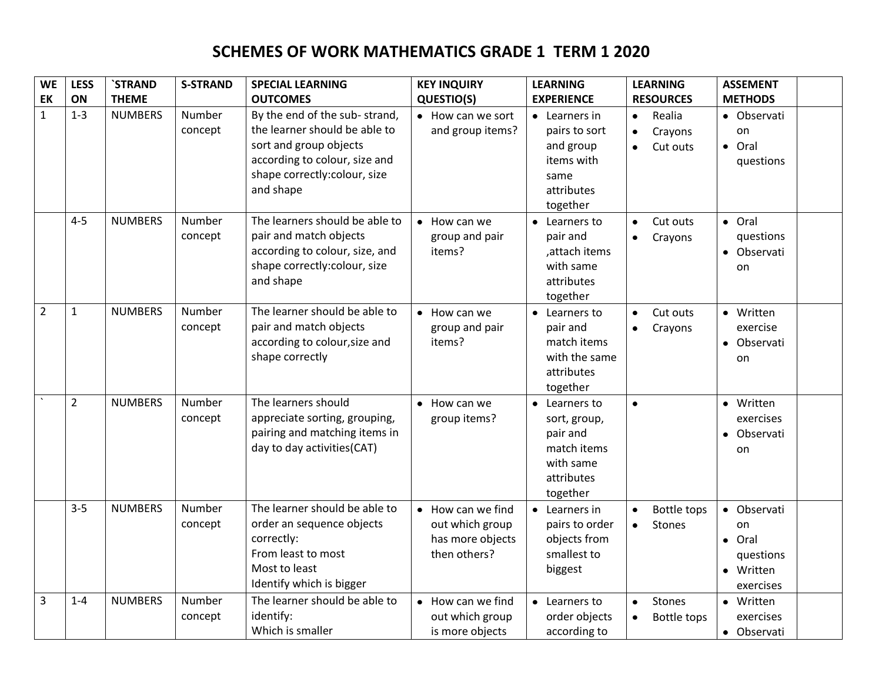# SCHEMES OF WORK MATHEMATICS GRADE 1 TERM 1 2020

| WEEK | LESSON | `STRAND THEME | S-STRAND | SPECIAL LEARNING OUTCOMES | KEY INQUIRY QUESTIO(S) | LEARNING EXPERIENCE | LEARNING RESOURCES | ASSEMENT METHODS | |
|---|---|---|---|---|---|---|---|---|---|
| 1 | 1-3 | NUMBERS | Number concept | By the end of the sub- strand, the learner should be able to sort and group objects according to colour, size and shape correctly:colour, size and shape | • How can we sort and group items? | • Learners in pairs to sort and group items with same attributes together | • Realia<br>• Crayons<br>• Cut outs | • Observation<br>• Oral questions | |
| | 4-5 | NUMBERS | Number concept | The learners should be able to pair and match objects according to colour, size, and shape correctly:colour, size and shape | • How can we group and pair items? | • Learners to pair and ,attach items with same attributes together | • Cut outs<br>• Crayons | • Oral questions<br>• Observation | |
| 2 | 1 | NUMBERS | Number concept | The learner should be able to pair and match objects according to colour,size and shape correctly | • How can we group and pair items? | • Learners to pair and match items with the same attributes together | • Cut outs<br>• Crayons | • Written exercise<br>• Observation | |
| ` | 2 | NUMBERS | Number concept | The learners should appreciate sorting, grouping, pairing and matching items in day to day activities(CAT) | • How can we group items? | • Learners to sort, group, pair and match items with same attributes together | • | • Written exercises<br>• Observation | |
| | 3-5 | NUMBERS | Number concept | The learner should be able to order an sequence objects correctly:<br>From least to most<br>Most to least<br>Identify which is bigger | • How can we find out which group has more objects then others? | • Learners in pairs to order objects from smallest to biggest | • Bottle tops<br>• Stones | • Observation<br>• Oral questions<br>• Written exercises | |
| 3 | 1-4 | NUMBERS | Number concept | The learner should be able to identify:<br>Which is smaller | • How can we find out which group is more objects | • Learners to order objects according to | • Stones<br>• Bottle tops | • Written exercises<br>• Observati | |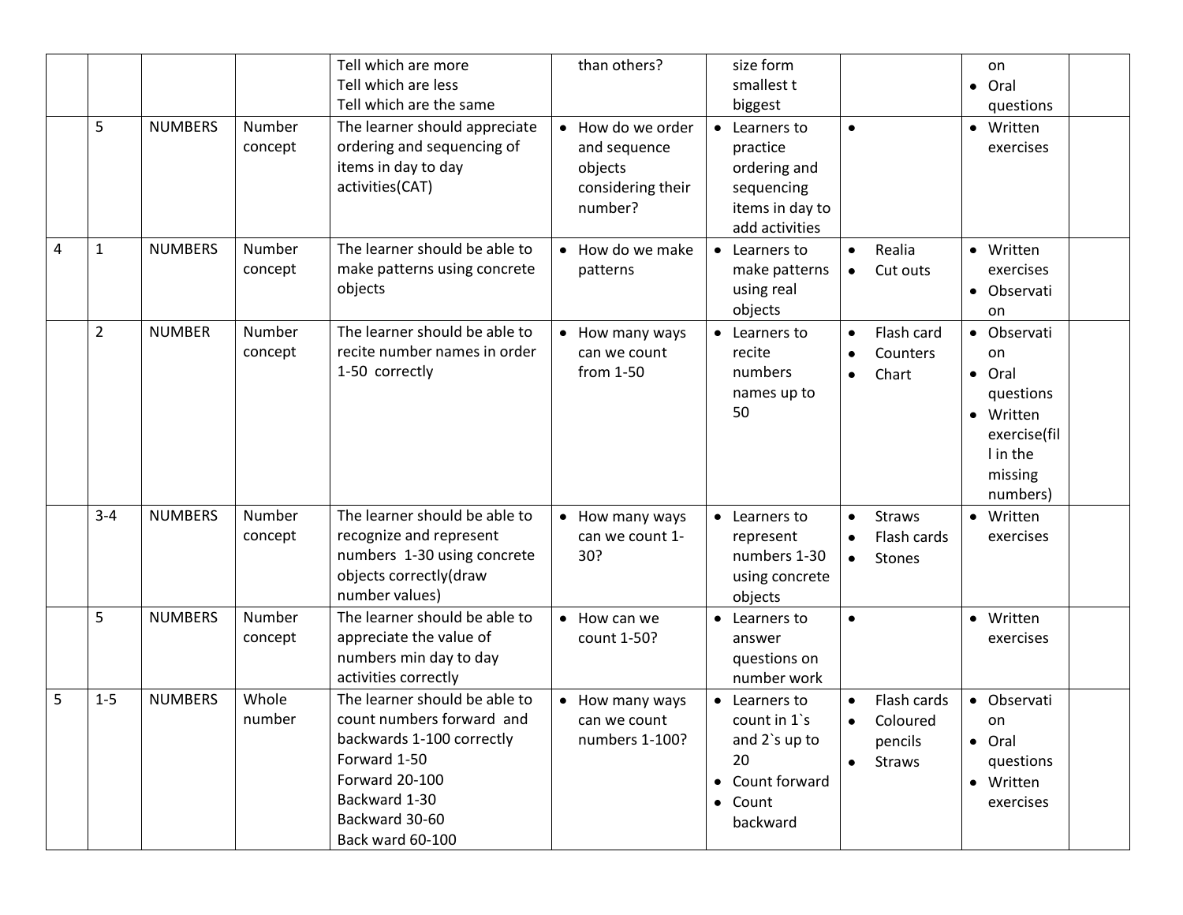| | | | | | | | | | |
|---|---|---|---|---|---|---|---|---|---|
| | | | | Tell which are more<br>Tell which are less<br>Tell which are the same | than others? | size form smallest t biggest | | on<br>• Oral questions | |
| | 5 | NUMBERS | Number concept | The learner should appreciate ordering and sequencing of items in day to day activities(CAT) | • How do we order and sequence objects considering their number? | • Learners to practice ordering and sequencing items in day to add activities | • | • Written exercises | |
| 4 | 1 | NUMBERS | Number concept | The learner should be able to make patterns using concrete objects | • How do we make patterns | • Learners to make patterns using real objects | • Realia<br>• Cut outs | • Written exercises<br>• Observati on | |
| | 2 | NUMBER | Number concept | The learner should be able to recite number names in order 1-50 correctly | • How many ways can we count from 1-50 | • Learners to recite numbers names up to 50 | • Flash card<br>• Counters<br>• Chart | • Observati on<br>• Oral questions<br>• Written exercise(fil l in the missing numbers) | |
| | 3-4 | NUMBERS | Number concept | The learner should be able to recognize and represent numbers 1-30 using concrete objects correctly(draw number values) | • How many ways can we count 1-30? | • Learners to represent numbers 1-30 using concrete objects | • Straws<br>• Flash cards<br>• Stones | • Written exercises | |
| | 5 | NUMBERS | Number concept | The learner should be able to appreciate the value of numbers min day to day activities correctly | • How can we count 1-50? | • Learners to answer questions on number work | • | • Written exercises | |
| 5 | 1-5 | NUMBERS | Whole number | The learner should be able to count numbers forward and backwards 1-100 correctly<br>Forward 1-50<br>Forward 20-100<br>Backward 1-30<br>Backward 30-60<br>Back ward 60-100 | • How many ways can we count numbers 1-100? | • Learners to count in 1`s and 2`s up to 20<br>• Count forward<br>• Count backward | • Flash cards<br>• Coloured pencils<br>• Straws | • Observati on<br>• Oral questions<br>• Written exercises | |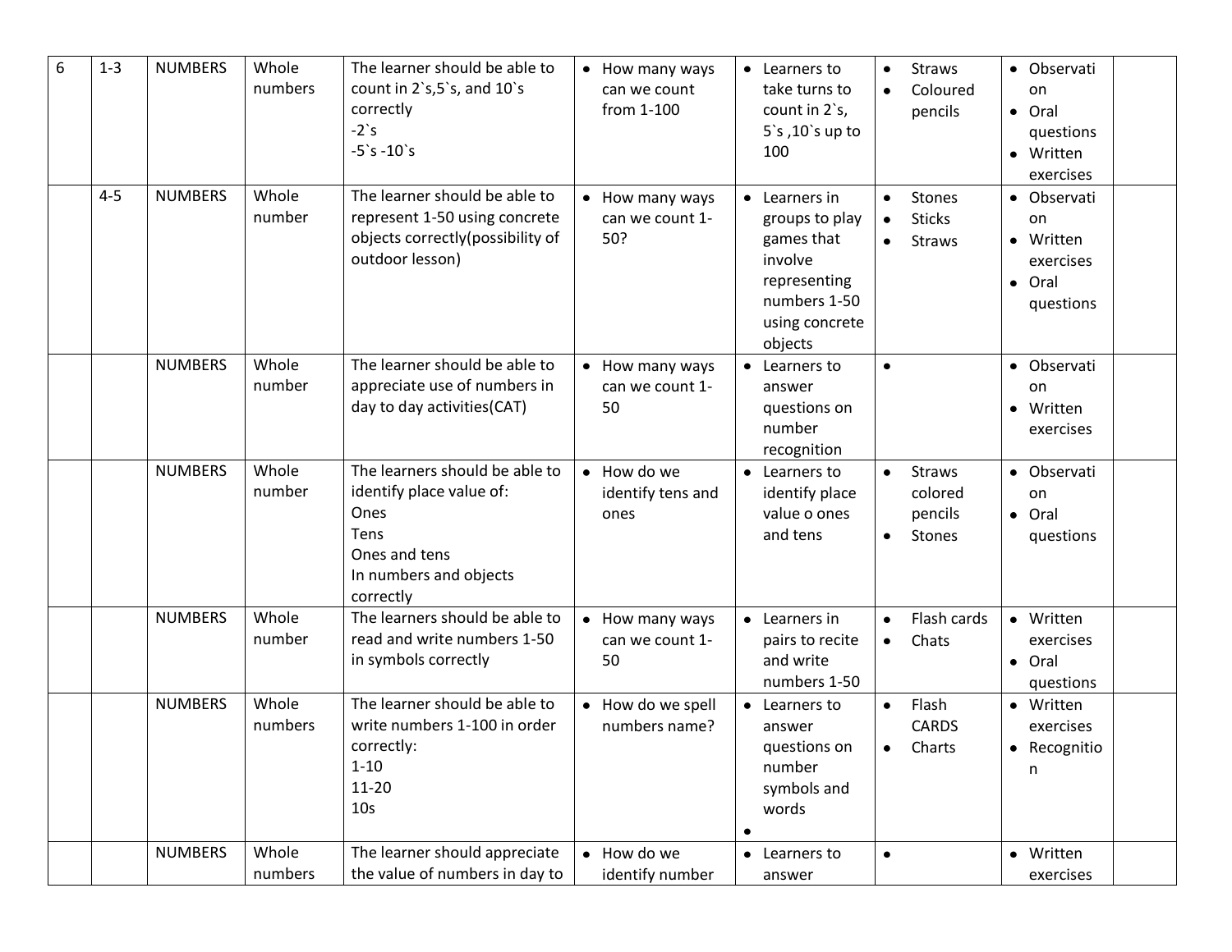| 6 | 1-3 | NUMBERS | Whole numbers | The learner should be able to count in 2`s,5`s, and 10`s correctly<br>-2`s<br>-5`s -10`s | • How many ways can we count from 1-100 | • Learners to take turns to count in 2`s, 5`s ,10`s up to 100 | • Straws<br>• Coloured pencils | • Observation<br>• Oral questions<br>• Written exercises | |
|---|---|---|---|---|---|---|---|---|---|
| | 4-5 | NUMBERS | Whole number | The learner should be able to represent 1-50 using concrete objects correctly(possibility of outdoor lesson) | • How many ways can we count 1-50? | • Learners in groups to play games that involve representing numbers 1-50 using concrete objects | • Stones<br>• Sticks<br>• Straws | • Observation<br>• Written exercises<br>• Oral questions | |
| | | NUMBERS | Whole number | The learner should be able to appreciate use of numbers in day to day activities(CAT) | • How many ways can we count 1-50 | • Learners to answer questions on number recognition | • | • Observation<br>• Written exercises | |
| | | NUMBERS | Whole number | The learners should be able to identify place value of:<br>Ones<br>Tens<br>Ones and tens<br>In numbers and objects correctly | • How do we identify tens and ones | • Learners to identify place value o ones and tens | • Straws colored pencils<br>• Stones | • Observation<br>• Oral questions | |
| | | NUMBERS | Whole number | The learners should be able to read and write numbers 1-50 in symbols correctly | • How many ways can we count 1-50 | • Learners in pairs to recite and write numbers 1-50 | • Flash cards<br>• Chats | • Written exercises<br>• Oral questions | |
| | | NUMBERS | Whole numbers | The learner should be able to write numbers 1-100 in order correctly:<br>1-10<br>11-20<br>10s | • How do we spell numbers name? | • Learners to answer questions on number symbols and words<br>• | • Flash CARDS<br>• Charts | • Written exercises<br>• Recognition | |
| | | NUMBERS | Whole numbers | The learner should appreciate the value of numbers in day to | • How do we identify number | • Learners to answer | • | • Written exercises | |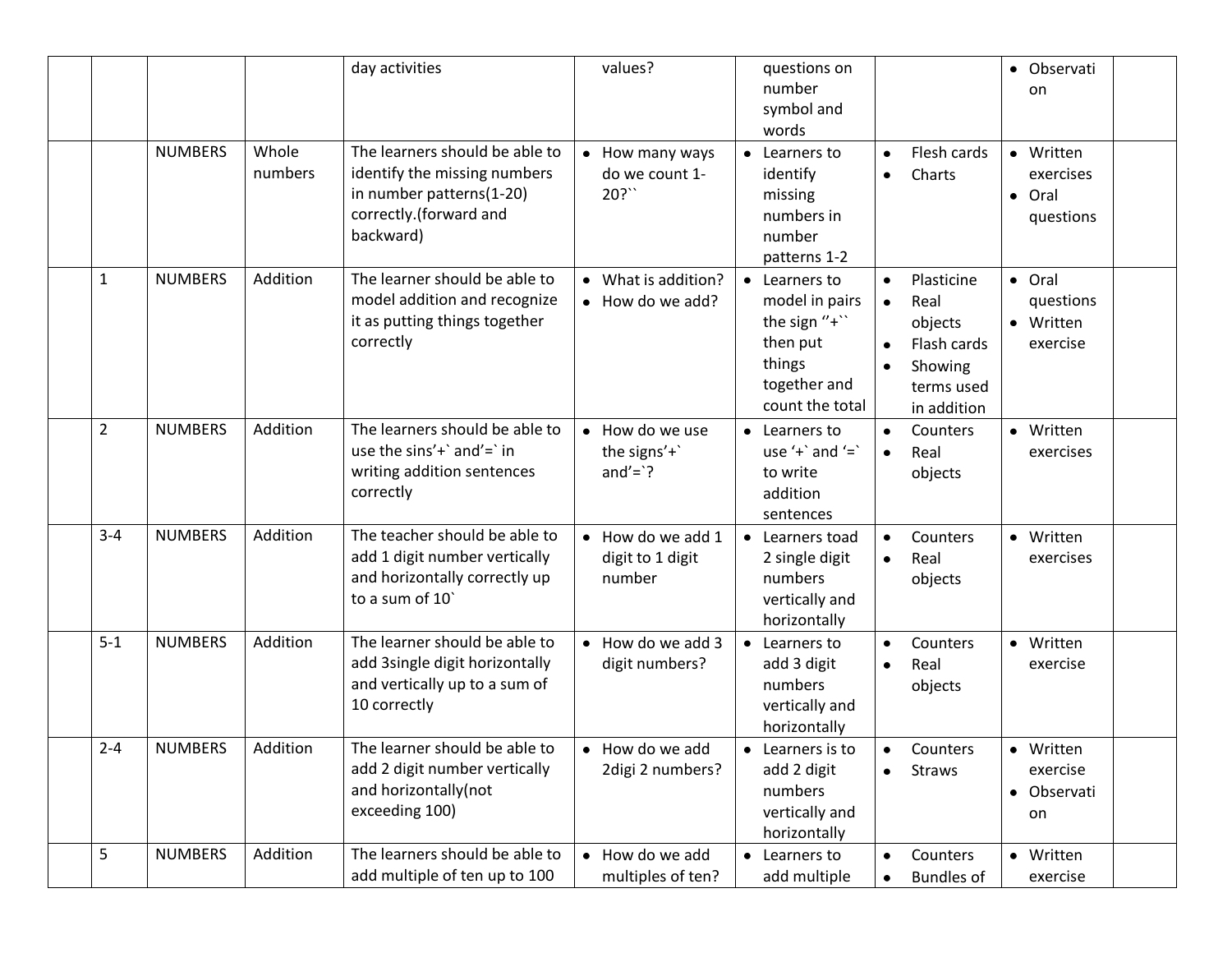| | | | | day activities | values? | questions on number symbol and words | | • Observati on | |
|---|---|---|---|---|---|---|---|---|---|
| | | NUMBERS | Whole numbers | The learners should be able to identify the missing numbers in number patterns(1-20) correctly.(forward and backward) | • How many ways do we count 1-20?`` | • Learners to identify missing numbers in number patterns 1-2 | • Flesh cards<br>• Charts | • Written exercises<br>• Oral questions | |
| | 1 | NUMBERS | Addition | The learner should be able to model addition and recognize it as putting things together correctly | • What is addition?<br>• How do we add? | • Learners to model in pairs the sign ‘’+`` then put things together and count the total | • Plasticine<br>• Real objects<br>• Flash cards<br>• Showing terms used in addition | • Oral questions<br>• Written exercise | |
| | 2 | NUMBERS | Addition | The learners should be able to use the sins’+` and’=` in writing addition sentences correctly | • How do we use the signs’+` and’=`? | • Learners to use ‘+` and ‘=` to write addition sentences | • Counters<br>• Real objects | • Written exercises | |
| | 3-4 | NUMBERS | Addition | The teacher should be able to add 1 digit number vertically and horizontally correctly up to a sum of 10` | • How do we add 1 digit to 1 digit number | • Learners toad 2 single digit numbers vertically and horizontally | • Counters<br>• Real objects | • Written exercises | |
| | 5-1 | NUMBERS | Addition | The learner should be able to add 3single digit horizontally and vertically up to a sum of 10 correctly | • How do we add 3 digit numbers? | • Learners to add 3 digit numbers vertically and horizontally | • Counters<br>• Real objects | • Written exercise | |
| | 2-4 | NUMBERS | Addition | The learner should be able to add 2 digit number vertically and horizontally(not exceeding 100) | • How do we add 2digi 2 numbers? | • Learners is to add 2 digit numbers vertically and horizontally | • Counters<br>• Straws | • Written exercise<br>• Observati on | |
| | 5 | NUMBERS | Addition | The learners should be able to add multiple of ten up to 100 | • How do we add multiples of ten? | • Learners to add multiple | • Counters<br>• Bundles of | • Written exercise | |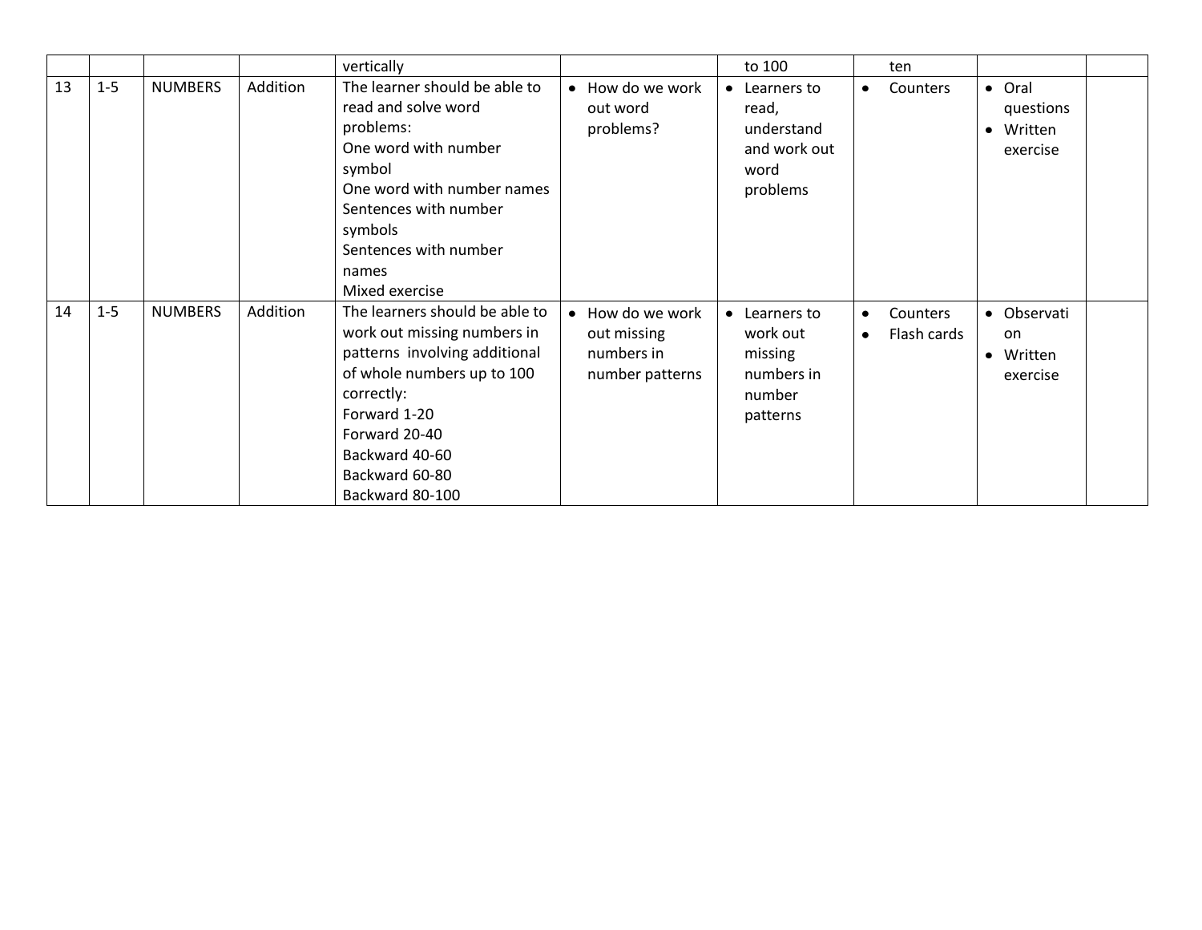| | | | | | | | | | |
|---|---|---|---|---|---|---|---|---|---|
| | | | | vertically | | to 100 | ten | | |
| 13 | 1-5 | NUMBERS | Addition | The learner should be able to read and solve word problems:<br>One word with number symbol<br>One word with number names<br>Sentences with number symbols<br>Sentences with number names<br>Mixed exercise | • How do we work out word problems? | • Learners to read, understand and work out word problems | • Counters | • Oral questions<br>• Written exercise | |
| 14 | 1-5 | NUMBERS | Addition | The learners should be able to work out missing numbers in patterns involving additional of whole numbers up to 100 correctly:<br>Forward 1-20<br>Forward 20-40<br>Backward 40-60<br>Backward 60-80<br>Backward 80-100 | • How do we work out missing numbers in number patterns | • Learners to work out missing numbers in number patterns | • Counters<br>• Flash cards | • Observation<br>• Written exercise | |